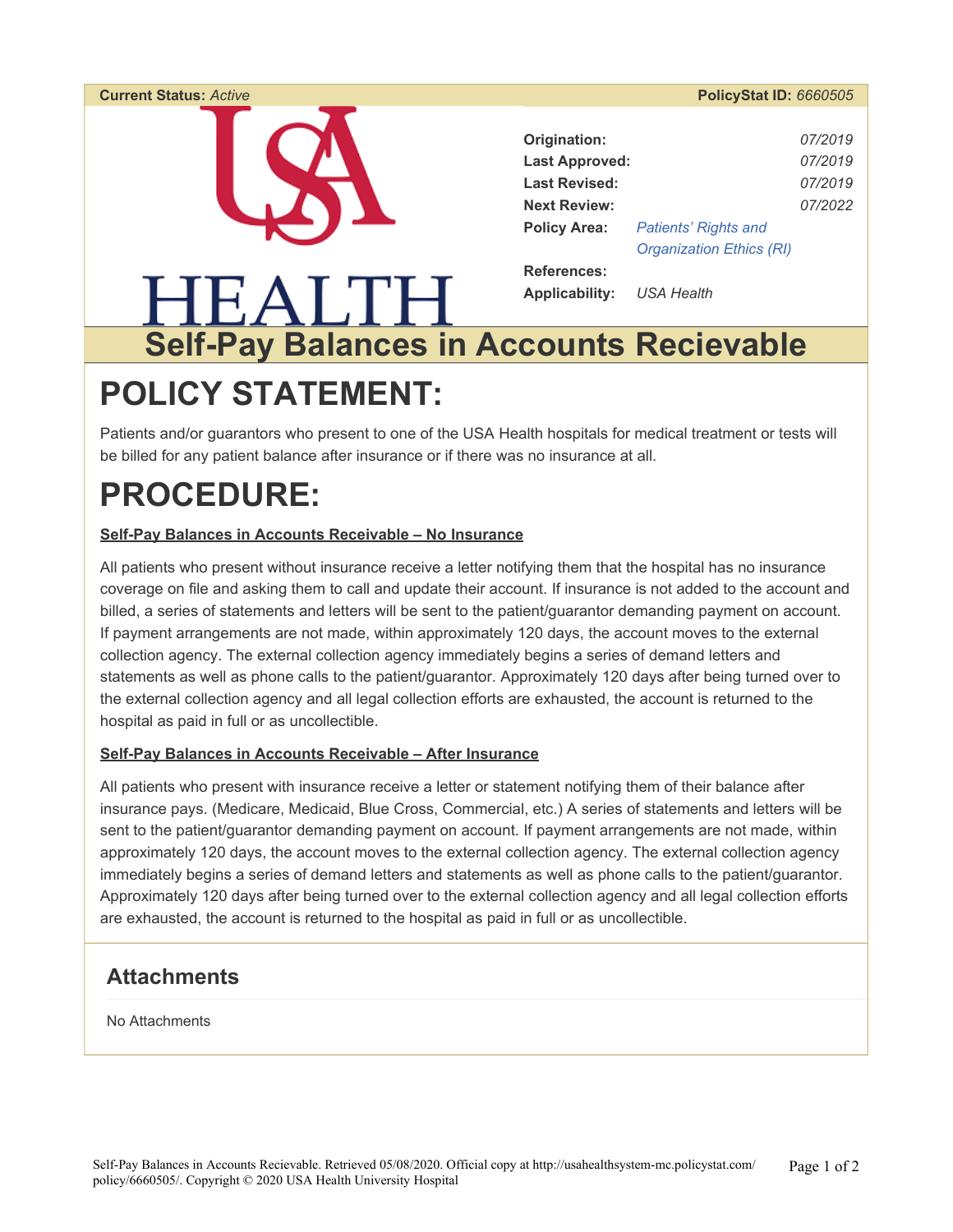**Current Status:** *Active* **PolicyStat ID:** *6660505*

USA HEALTH

| | |
|---|---|
| **Origination:** | *07/2019* |
| **Last Approved:** | *07/2019* |
| **Last Revised:** | *07/2019* |
| **Next Review:** | *07/2022* |
| **Policy Area:** | *Patients' Rights and Organization Ethics (RI)* |
| **References:** | |
| **Applicability:** | *USA Health* |

# Self-Pay Balances in Accounts Recievable

# POLICY STATEMENT:

Patients and/or guarantors who present to one of the USA Health hospitals for medical treatment or tests will be billed for any patient balance after insurance or if there was no insurance at all.

# PROCEDURE:

**Self-Pay Balances in Accounts Receivable – No Insurance**

All patients who present without insurance receive a letter notifying them that the hospital has no insurance coverage on file and asking them to call and update their account. If insurance is not added to the account and billed, a series of statements and letters will be sent to the patient/guarantor demanding payment on account. If payment arrangements are not made, within approximately 120 days, the account moves to the external collection agency. The external collection agency immediately begins a series of demand letters and statements as well as phone calls to the patient/guarantor. Approximately 120 days after being turned over to the external collection agency and all legal collection efforts are exhausted, the account is returned to the hospital as paid in full or as uncollectible.

**Self-Pay Balances in Accounts Receivable – After Insurance**

All patients who present with insurance receive a letter or statement notifying them of their balance after insurance pays. (Medicare, Medicaid, Blue Cross, Commercial, etc.) A series of statements and letters will be sent to the patient/guarantor demanding payment on account. If payment arrangements are not made, within approximately 120 days, the account moves to the external collection agency. The external collection agency immediately begins a series of demand letters and statements as well as phone calls to the patient/guarantor. Approximately 120 days after being turned over to the external collection agency and all legal collection efforts are exhausted, the account is returned to the hospital as paid in full or as uncollectible.

## Attachments

No Attachments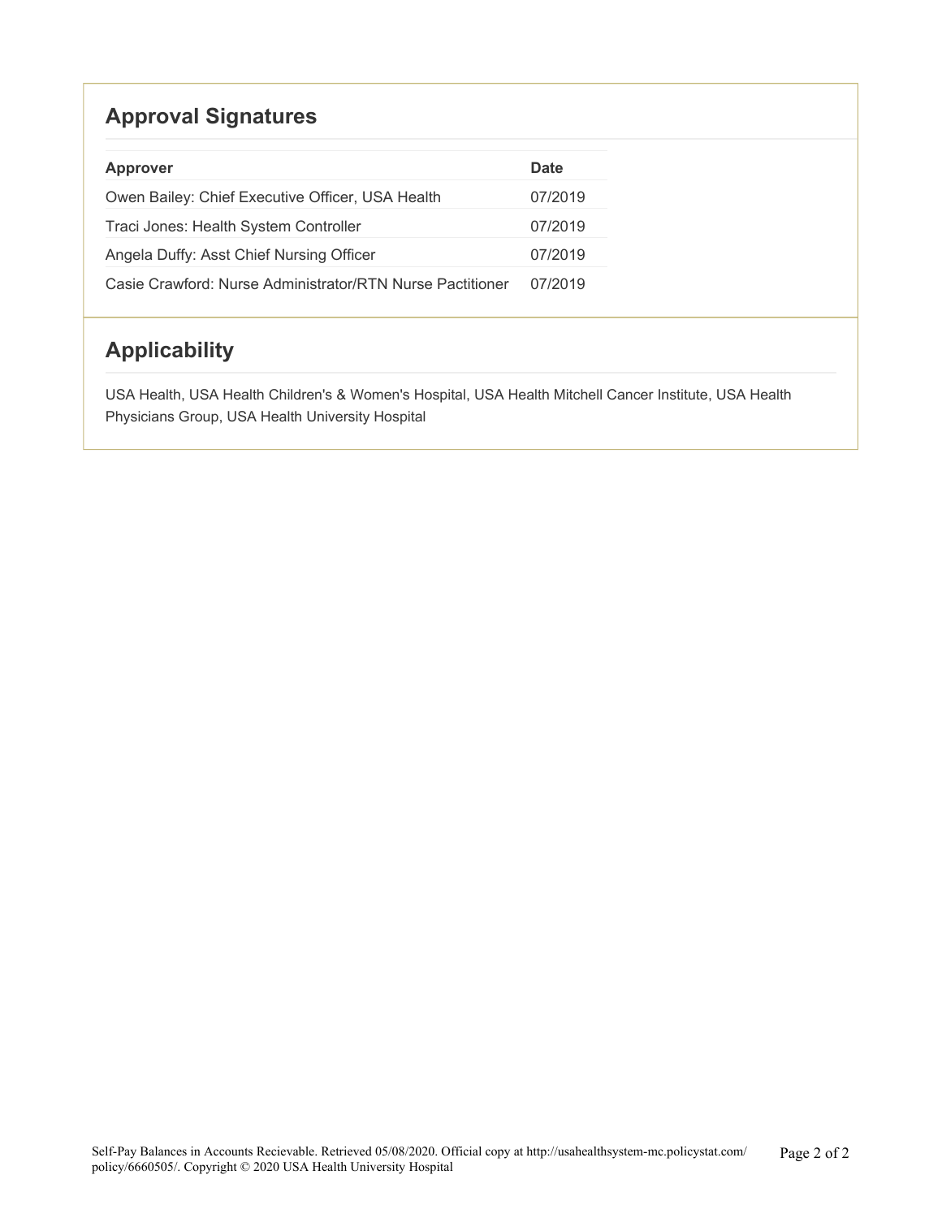## Approval Signatures

| Approver | Date |
|---|---|
| Owen Bailey: Chief Executive Officer, USA Health | 07/2019 |
| Traci Jones: Health System Controller | 07/2019 |
| Angela Duffy: Asst Chief Nursing Officer | 07/2019 |
| Casie Crawford: Nurse Administrator/RTN Nurse Pactitioner | 07/2019 |

## Applicability

USA Health, USA Health Children's & Women's Hospital, USA Health Mitchell Cancer Institute, USA Health Physicians Group, USA Health University Hospital